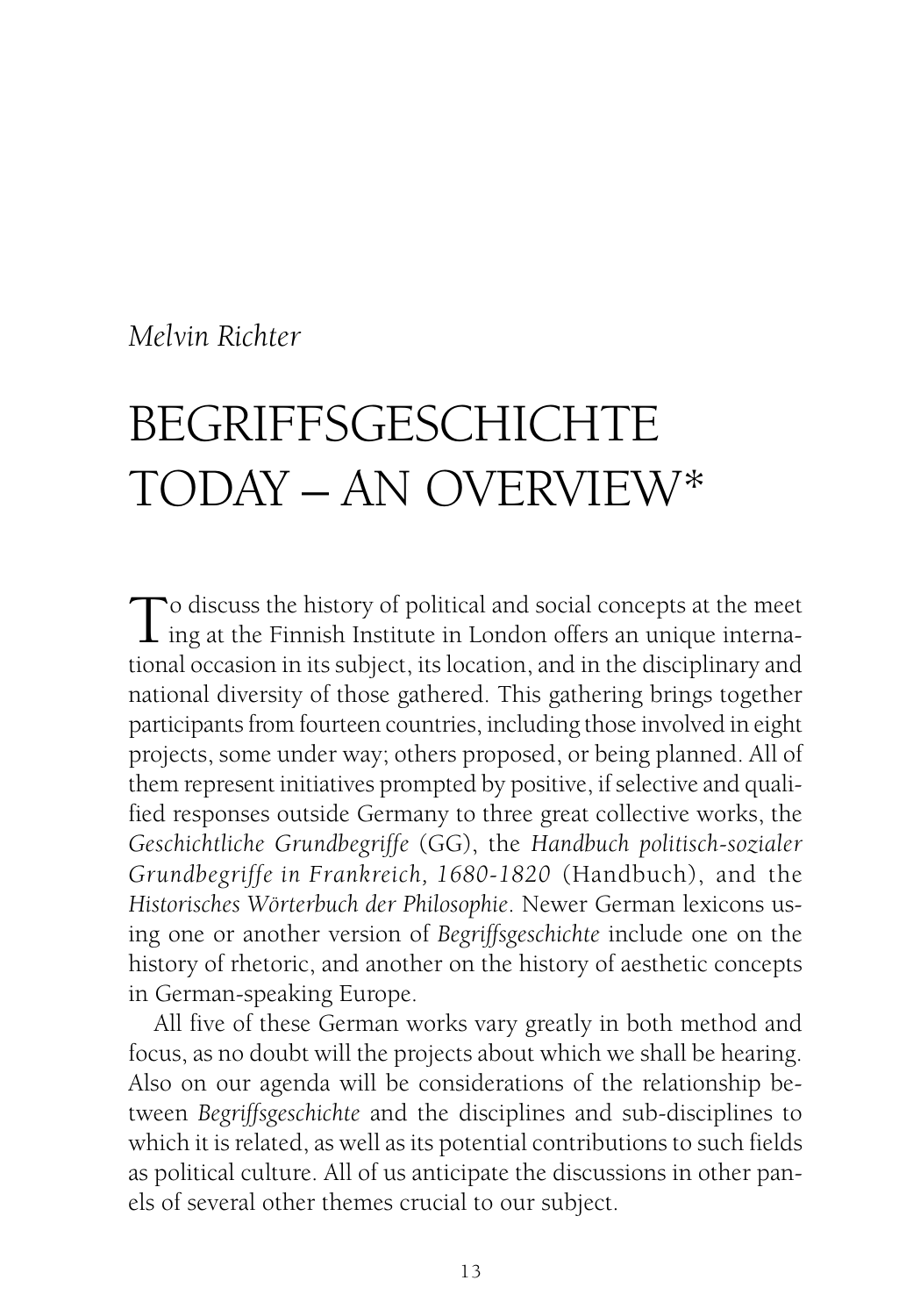*Melvin Richter*

# BEGRIFFSGESCHICHTE TODAY – AN OVERVIEW*

To discuss the history of political and social concepts at the meeting at the Finnish Institute in London offers an unique international occasion in its subject, its location, and in the disciplinary and national diversity of those gathered. This gathering brings together participants from fourteen countries, including those involved in eight projects, some under way; others proposed, or being planned. All of them represent initiatives prompted by positive, if selective and qualified responses outside Germany to three great collective works, the *Geschichtliche Grundbegriffe* (GG), the *Handbuch politisch-sozialer Grundbegriffe in Frankreich, 1680-1820* (Handbuch), and the *Historisches Wörterbuch der Philosophie*. Newer German lexicons using one or another version of *Begriffsgeschichte* include one on the history of rhetoric, and another on the history of aesthetic concepts in German-speaking Europe.

All five of these German works vary greatly in both method and focus, as no doubt will the projects about which we shall be hearing. Also on our agenda will be considerations of the relationship between *Begriffsgeschichte* and the disciplines and sub-disciplines to which it is related, as well as its potential contributions to such fields as political culture. All of us anticipate the discussions in other panels of several other themes crucial to our subject.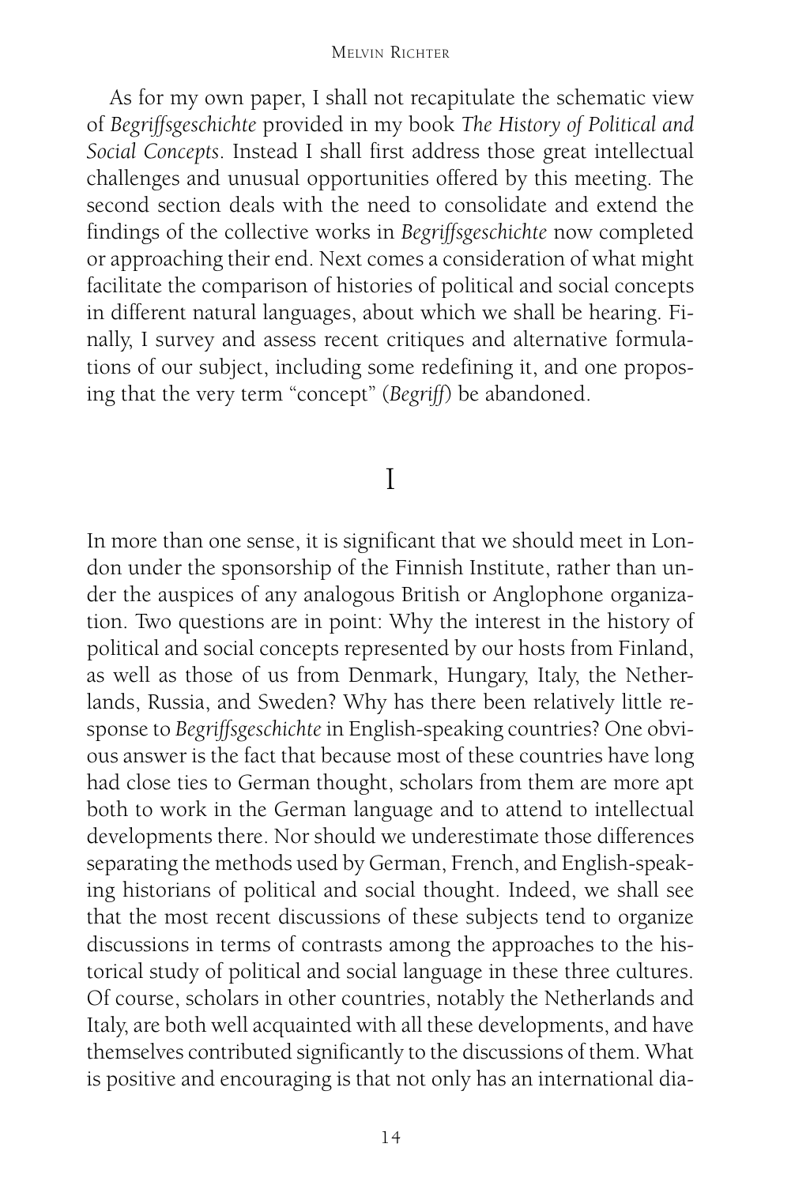As for my own paper, I shall not recapitulate the schematic view of *Begriffsgeschichte* provided in my book *The History of Political and Social Concepts*. Instead I shall first address those great intellectual challenges and unusual opportunities offered by this meeting. The second section deals with the need to consolidate and extend the findings of the collective works in *Begriffsgeschichte* now completed or approaching their end. Next comes a consideration of what might facilitate the comparison of histories of political and social concepts in different natural languages, about which we shall be hearing. Finally, I survey and assess recent critiques and alternative formulations of our subject, including some redefining it, and one proposing that the very term "concept" (*Begriff*) be abandoned.

## I

In more than one sense, it is significant that we should meet in London under the sponsorship of the Finnish Institute, rather than under the auspices of any analogous British or Anglophone organization. Two questions are in point: Why the interest in the history of political and social concepts represented by our hosts from Finland, as well as those of us from Denmark, Hungary, Italy, the Netherlands, Russia, and Sweden? Why has there been relatively little response to *Begriffsgeschichte* in English-speaking countries? One obvious answer is the fact that because most of these countries have long had close ties to German thought, scholars from them are more apt both to work in the German language and to attend to intellectual developments there. Nor should we underestimate those differences separating the methods used by German, French, and English-speaking historians of political and social thought. Indeed, we shall see that the most recent discussions of these subjects tend to organize discussions in terms of contrasts among the approaches to the historical study of political and social language in these three cultures. Of course, scholars in other countries, notably the Netherlands and Italy, are both well acquainted with all these developments, and have themselves contributed significantly to the discussions of them. What is positive and encouraging is that not only has an international dia-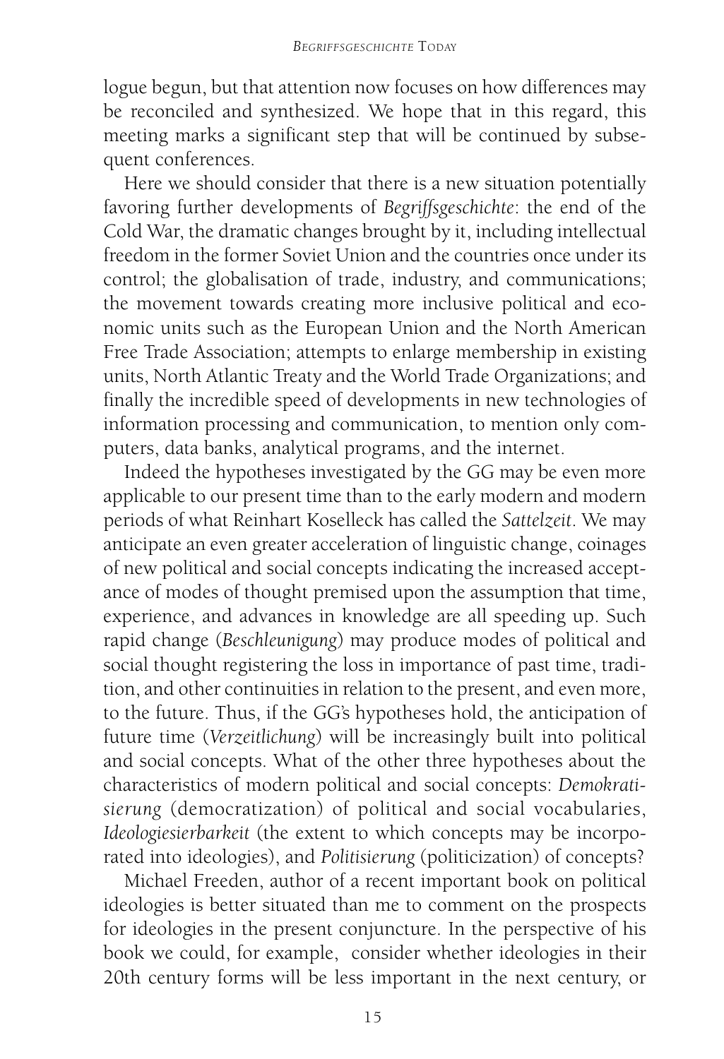logue begun, but that attention now focuses on how differences may be reconciled and synthesized. We hope that in this regard, this meeting marks a significant step that will be continued by subsequent conferences.

Here we should consider that there is a new situation potentially favoring further developments of *Begriffsgeschichte*: the end of the Cold War, the dramatic changes brought by it, including intellectual freedom in the former Soviet Union and the countries once under its control; the globalisation of trade, industry, and communications; the movement towards creating more inclusive political and economic units such as the European Union and the North American Free Trade Association; attempts to enlarge membership in existing units, North Atlantic Treaty and the World Trade Organizations; and finally the incredible speed of developments in new technologies of information processing and communication, to mention only computers, data banks, analytical programs, and the internet.

Indeed the hypotheses investigated by the GG may be even more applicable to our present time than to the early modern and modern periods of what Reinhart Koselleck has called the *Sattelzeit*. We may anticipate an even greater acceleration of linguistic change, coinages of new political and social concepts indicating the increased acceptance of modes of thought premised upon the assumption that time, experience, and advances in knowledge are all speeding up. Such rapid change (*Beschleunigung*) may produce modes of political and social thought registering the loss in importance of past time, tradition, and other continuities in relation to the present, and even more, to the future. Thus, if the GG's hypotheses hold, the anticipation of future time (*Verzeitlichung*) will be increasingly built into political and social concepts. What of the other three hypotheses about the characteristics of modern political and social concepts: *Demokratisierung* (democratization) of political and social vocabularies, *Ideologiesierbarkeit* (the extent to which concepts may be incorporated into ideologies), and *Politisierung* (politicization) of concepts?

Michael Freeden, author of a recent important book on political ideologies is better situated than me to comment on the prospects for ideologies in the present conjuncture. In the perspective of his book we could, for example, consider whether ideologies in their 20th century forms will be less important in the next century, or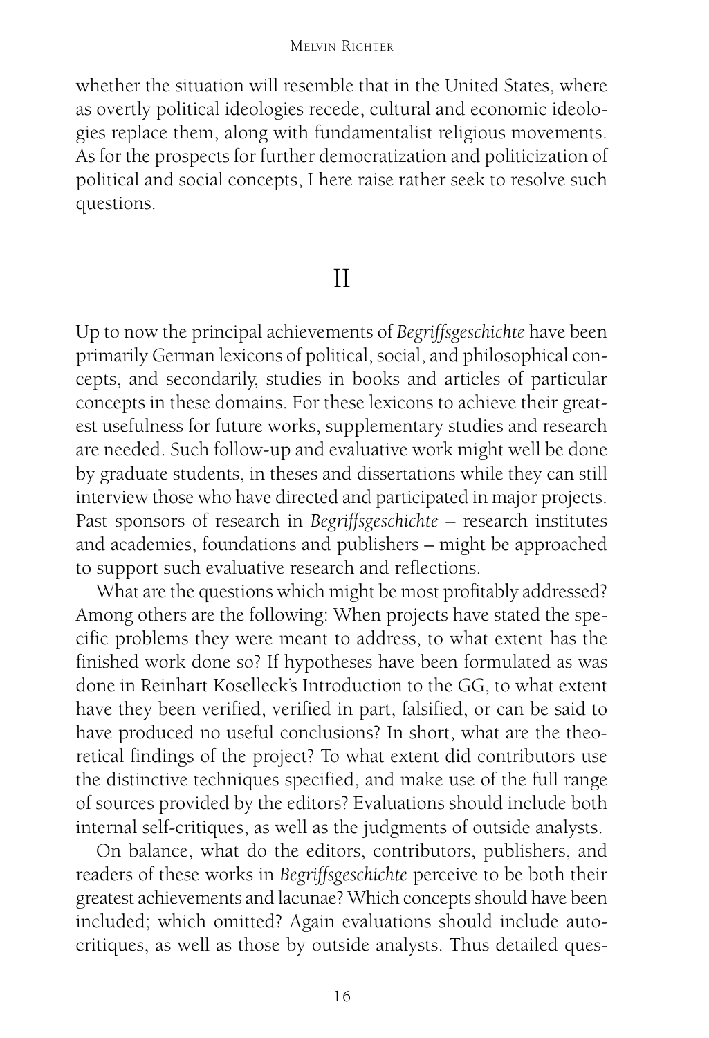whether the situation will resemble that in the United States, where as overtly political ideologies recede, cultural and economic ideologies replace them, along with fundamentalist religious movements. As for the prospects for further democratization and politicization of political and social concepts, I here raise rather seek to resolve such questions.

## II

Up to now the principal achievements of *Begriffsgeschichte* have been primarily German lexicons of political, social, and philosophical concepts, and secondarily, studies in books and articles of particular concepts in these domains. For these lexicons to achieve their greatest usefulness for future works, supplementary studies and research are needed. Such follow-up and evaluative work might well be done by graduate students, in theses and dissertations while they can still interview those who have directed and participated in major projects. Past sponsors of research in *Begriffsgeschichte* – research institutes and academies, foundations and publishers – might be approached to support such evaluative research and reflections.

What are the questions which might be most profitably addressed? Among others are the following: When projects have stated the specific problems they were meant to address, to what extent has the finished work done so? If hypotheses have been formulated as was done in Reinhart Koselleck's Introduction to the GG, to what extent have they been verified, verified in part, falsified, or can be said to have produced no useful conclusions? In short, what are the theoretical findings of the project? To what extent did contributors use the distinctive techniques specified, and make use of the full range of sources provided by the editors? Evaluations should include both internal self-critiques, as well as the judgments of outside analysts.

On balance, what do the editors, contributors, publishers, and readers of these works in *Begriffsgeschichte* perceive to be both their greatest achievements and lacunae? Which concepts should have been included; which omitted? Again evaluations should include autocritiques, as well as those by outside analysts. Thus detailed ques-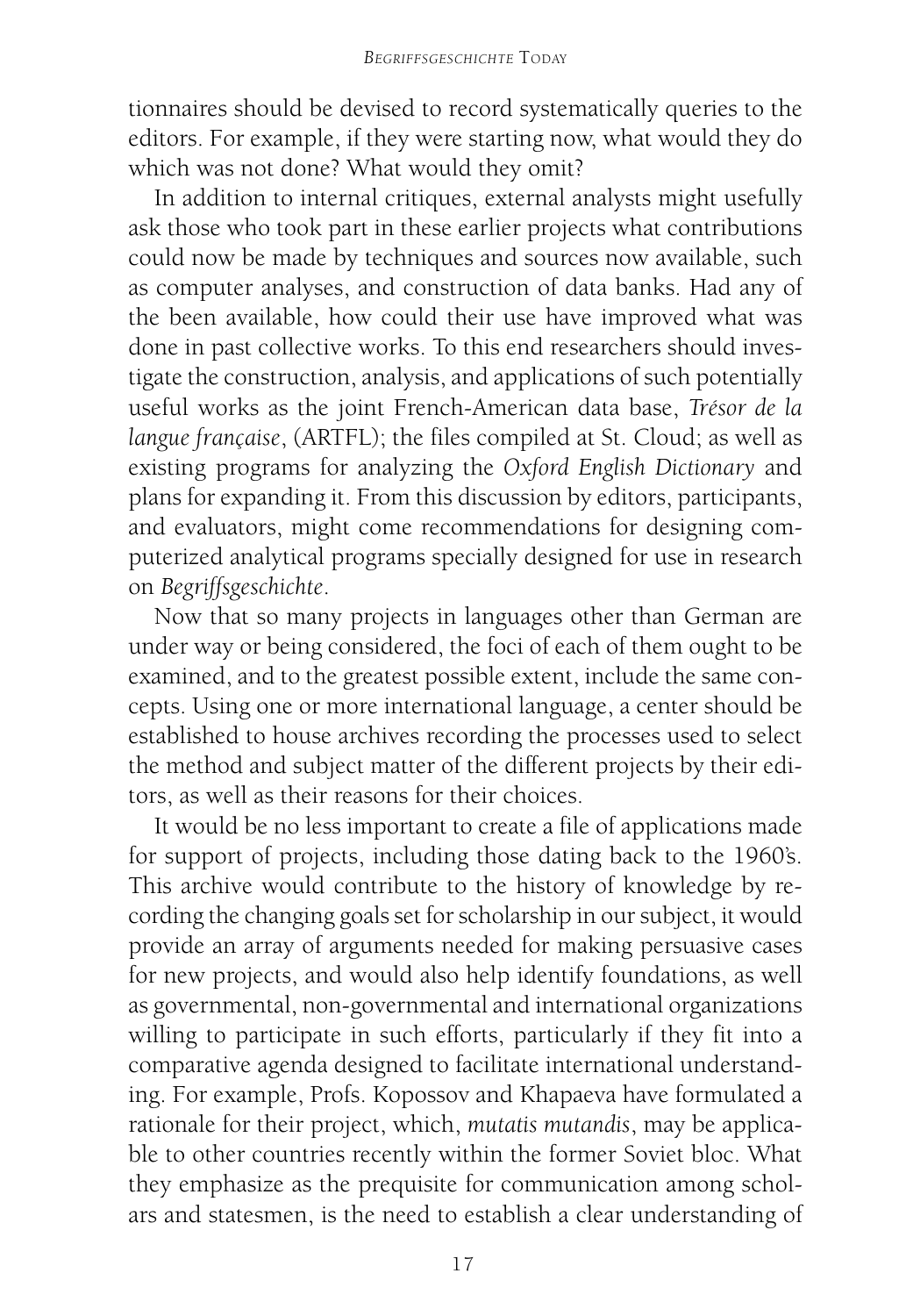tionnaires should be devised to record systematically queries to the editors. For example, if they were starting now, what would they do which was not done? What would they omit?

In addition to internal critiques, external analysts might usefully ask those who took part in these earlier projects what contributions could now be made by techniques and sources now available, such as computer analyses, and construction of data banks. Had any of the been available, how could their use have improved what was done in past collective works. To this end researchers should investigate the construction, analysis, and applications of such potentially useful works as the joint French-American data base, *Trésor de la langue française*, (ARTFL); the files compiled at St. Cloud; as well as existing programs for analyzing the *Oxford English Dictionary* and plans for expanding it. From this discussion by editors, participants, and evaluators, might come recommendations for designing computerized analytical programs specially designed for use in research on *Begriffsgeschichte*.

Now that so many projects in languages other than German are under way or being considered, the foci of each of them ought to be examined, and to the greatest possible extent, include the same concepts. Using one or more international language, a center should be established to house archives recording the processes used to select the method and subject matter of the different projects by their editors, as well as their reasons for their choices.

It would be no less important to create a file of applications made for support of projects, including those dating back to the 1960's. This archive would contribute to the history of knowledge by recording the changing goals set for scholarship in our subject, it would provide an array of arguments needed for making persuasive cases for new projects, and would also help identify foundations, as well as governmental, non-governmental and international organizations willing to participate in such efforts, particularly if they fit into a comparative agenda designed to facilitate international understanding. For example, Profs. Kopossov and Khapaeva have formulated a rationale for their project, which, *mutatis mutandis*, may be applicable to other countries recently within the former Soviet bloc. What they emphasize as the prequisite for communication among scholars and statesmen, is the need to establish a clear understanding of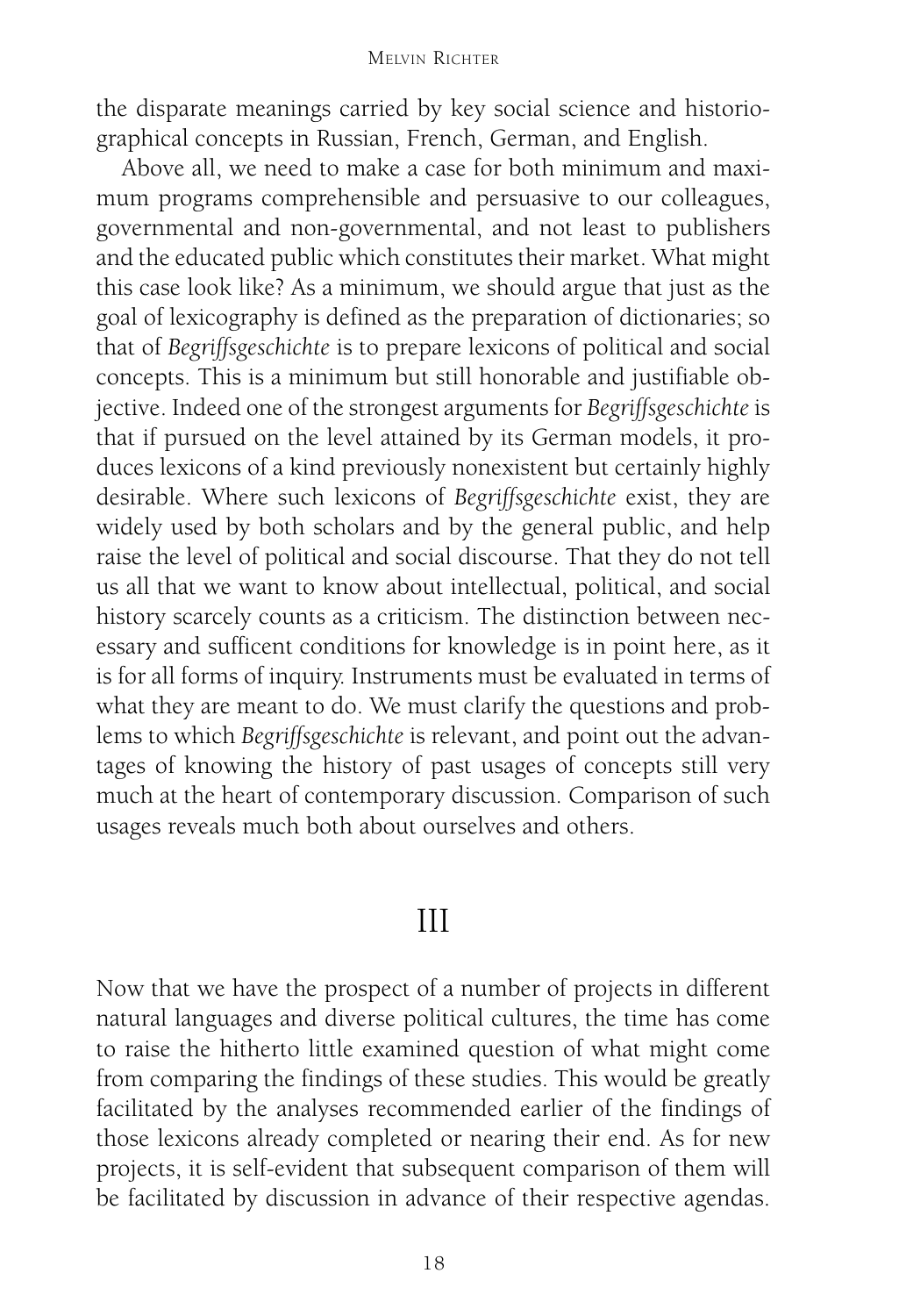the disparate meanings carried by key social science and historiographical concepts in Russian, French, German, and English.

Above all, we need to make a case for both minimum and maximum programs comprehensible and persuasive to our colleagues, governmental and non-governmental, and not least to publishers and the educated public which constitutes their market. What might this case look like? As a minimum, we should argue that just as the goal of lexicography is defined as the preparation of dictionaries; so that of *Begriffsgeschichte* is to prepare lexicons of political and social concepts. This is a minimum but still honorable and justifiable objective. Indeed one of the strongest arguments for *Begriffsgeschichte* is that if pursued on the level attained by its German models, it produces lexicons of a kind previously nonexistent but certainly highly desirable. Where such lexicons of *Begriffsgeschichte* exist, they are widely used by both scholars and by the general public, and help raise the level of political and social discourse. That they do not tell us all that we want to know about intellectual, political, and social history scarcely counts as a criticism. The distinction between necessary and sufficent conditions for knowledge is in point here, as it is for all forms of inquiry. Instruments must be evaluated in terms of what they are meant to do. We must clarify the questions and problems to which *Begriffsgeschichte* is relevant, and point out the advantages of knowing the history of past usages of concepts still very much at the heart of contemporary discussion. Comparison of such usages reveals much both about ourselves and others.

## III

Now that we have the prospect of a number of projects in different natural languages and diverse political cultures, the time has come to raise the hitherto little examined question of what might come from comparing the findings of these studies. This would be greatly facilitated by the analyses recommended earlier of the findings of those lexicons already completed or nearing their end. As for new projects, it is self-evident that subsequent comparison of them will be facilitated by discussion in advance of their respective agendas.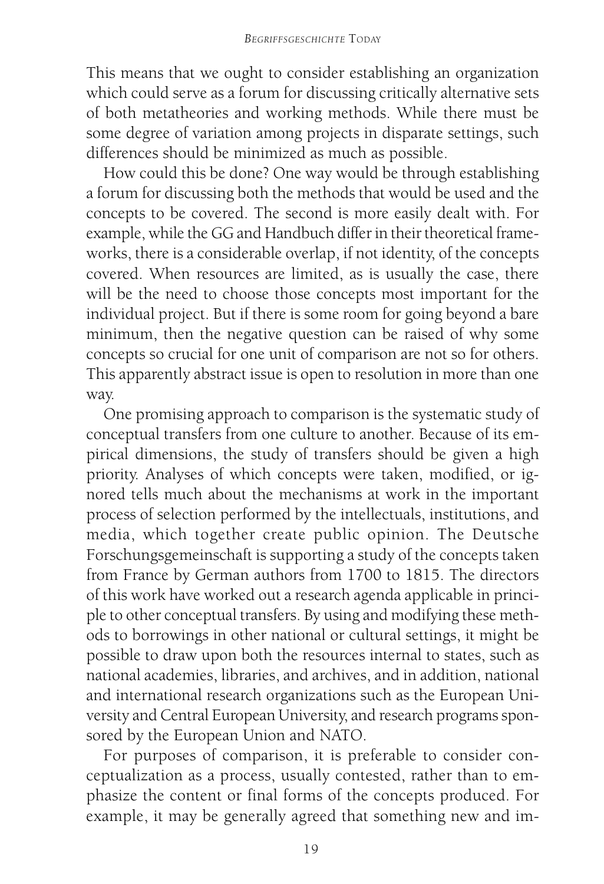This means that we ought to consider establishing an organization which could serve as a forum for discussing critically alternative sets of both metatheories and working methods. While there must be some degree of variation among projects in disparate settings, such differences should be minimized as much as possible.

How could this be done? One way would be through establishing a forum for discussing both the methods that would be used and the concepts to be covered. The second is more easily dealt with. For example, while the GG and Handbuch differ in their theoretical frameworks, there is a considerable overlap, if not identity, of the concepts covered. When resources are limited, as is usually the case, there will be the need to choose those concepts most important for the individual project. But if there is some room for going beyond a bare minimum, then the negative question can be raised of why some concepts so crucial for one unit of comparison are not so for others. This apparently abstract issue is open to resolution in more than one way.

One promising approach to comparison is the systematic study of conceptual transfers from one culture to another. Because of its empirical dimensions, the study of transfers should be given a high priority. Analyses of which concepts were taken, modified, or ignored tells much about the mechanisms at work in the important process of selection performed by the intellectuals, institutions, and media, which together create public opinion. The Deutsche Forschungsgemeinschaft is supporting a study of the concepts taken from France by German authors from 1700 to 1815. The directors of this work have worked out a research agenda applicable in principle to other conceptual transfers. By using and modifying these methods to borrowings in other national or cultural settings, it might be possible to draw upon both the resources internal to states, such as national academies, libraries, and archives, and in addition, national and international research organizations such as the European University and Central European University, and research programs sponsored by the European Union and NATO.

For purposes of comparison, it is preferable to consider conceptualization as a process, usually contested, rather than to emphasize the content or final forms of the concepts produced. For example, it may be generally agreed that something new and im-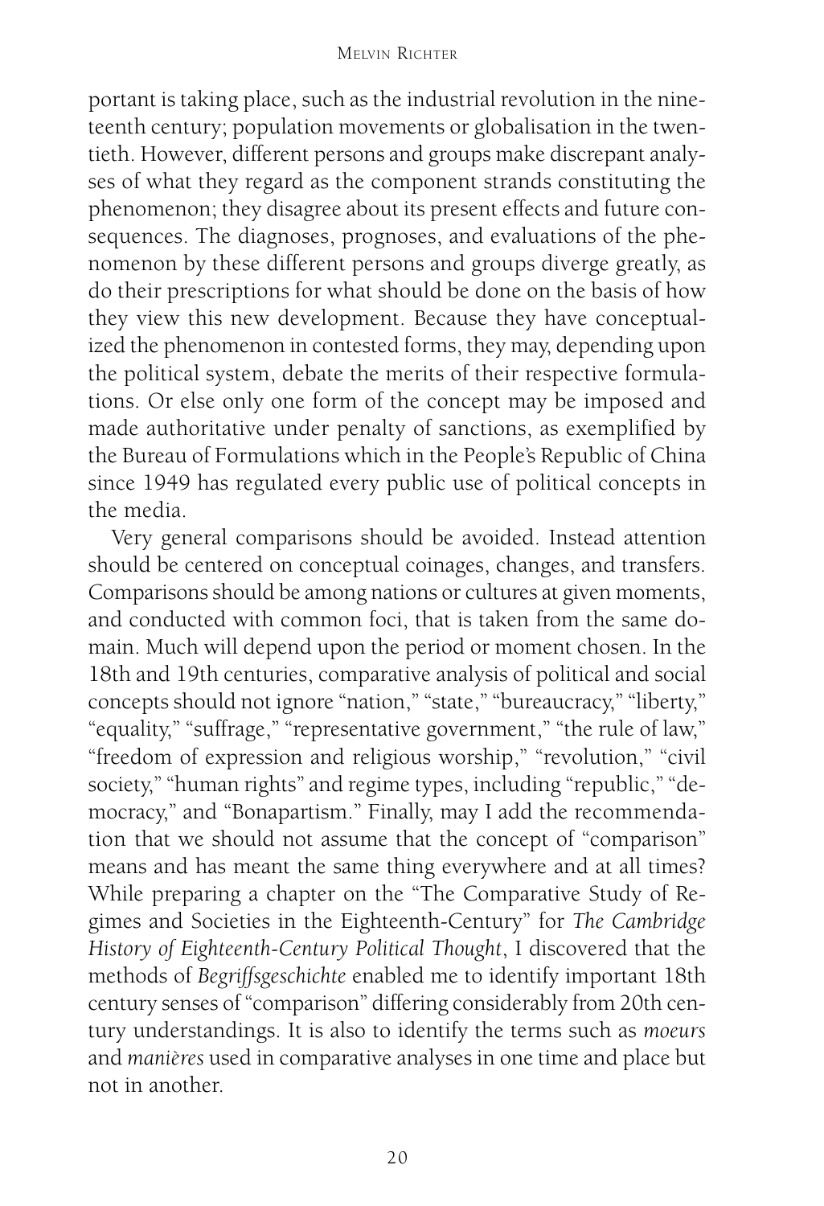portant is taking place, such as the industrial revolution in the nineteenth century; population movements or globalisation in the twentieth. However, different persons and groups make discrepant analyses of what they regard as the component strands constituting the phenomenon; they disagree about its present effects and future consequences. The diagnoses, prognoses, and evaluations of the phenomenon by these different persons and groups diverge greatly, as do their prescriptions for what should be done on the basis of how they view this new development. Because they have conceptualized the phenomenon in contested forms, they may, depending upon the political system, debate the merits of their respective formulations. Or else only one form of the concept may be imposed and made authoritative under penalty of sanctions, as exemplified by the Bureau of Formulations which in the People's Republic of China since 1949 has regulated every public use of political concepts in the media.

Very general comparisons should be avoided. Instead attention should be centered on conceptual coinages, changes, and transfers. Comparisons should be among nations or cultures at given moments, and conducted with common foci, that is taken from the same domain. Much will depend upon the period or moment chosen. In the 18th and 19th centuries, comparative analysis of political and social concepts should not ignore "nation," "state," "bureaucracy," "liberty," "equality," "suffrage," "representative government," "the rule of law," "freedom of expression and religious worship," "revolution," "civil society," "human rights" and regime types, including "republic," "democracy," and "Bonapartism." Finally, may I add the recommendation that we should not assume that the concept of "comparison" means and has meant the same thing everywhere and at all times? While preparing a chapter on the "The Comparative Study of Regimes and Societies in the Eighteenth-Century" for *The Cambridge History of Eighteenth-Century Political Thought*, I discovered that the methods of *Begriffsgeschichte* enabled me to identify important 18th century senses of "comparison" differing considerably from 20th century understandings. It is also to identify the terms such as *moeurs* and *manières* used in comparative analyses in one time and place but not in another.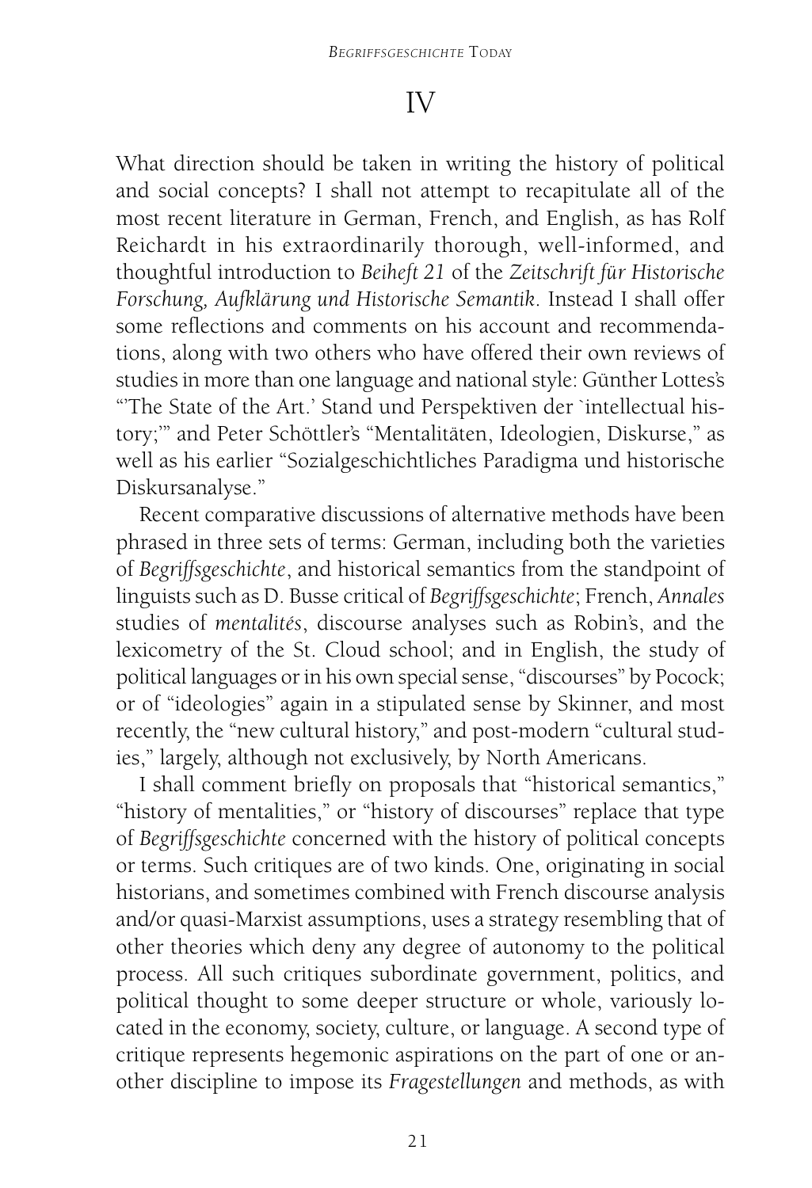# IV

What direction should be taken in writing the history of political and social concepts? I shall not attempt to recapitulate all of the most recent literature in German, French, and English, as has Rolf Reichardt in his extraordinarily thorough, well-informed, and thoughtful introduction to *Beiheft 21* of the *Zeitschrift für Historische Forschung, Aufklärung und Historische Semantik*. Instead I shall offer some reflections and comments on his account and recommendations, along with two others who have offered their own reviews of studies in more than one language and national style: Günther Lottes's "'The State of the Art.' Stand und Perspektiven der `intellectual history;'" and Peter Schöttler's "Mentalitäten, Ideologien, Diskurse," as well as his earlier "Sozialgeschichtliches Paradigma und historische Diskursanalyse."

Recent comparative discussions of alternative methods have been phrased in three sets of terms: German, including both the varieties of *Begriffsgeschichte*, and historical semantics from the standpoint of linguists such as D. Busse critical of *Begriffsgeschichte*; French, *Annales* studies of *mentalités*, discourse analyses such as Robin's, and the lexicometry of the St. Cloud school; and in English, the study of political languages or in his own special sense, "discourses" by Pocock; or of "ideologies" again in a stipulated sense by Skinner, and most recently, the "new cultural history," and post-modern "cultural studies," largely, although not exclusively, by North Americans.

I shall comment briefly on proposals that "historical semantics," "history of mentalities," or "history of discourses" replace that type of *Begriffsgeschichte* concerned with the history of political concepts or terms. Such critiques are of two kinds. One, originating in social historians, and sometimes combined with French discourse analysis and/or quasi-Marxist assumptions, uses a strategy resembling that of other theories which deny any degree of autonomy to the political process. All such critiques subordinate government, politics, and political thought to some deeper structure or whole, variously located in the economy, society, culture, or language. A second type of critique represents hegemonic aspirations on the part of one or another discipline to impose its *Fragestellungen* and methods, as with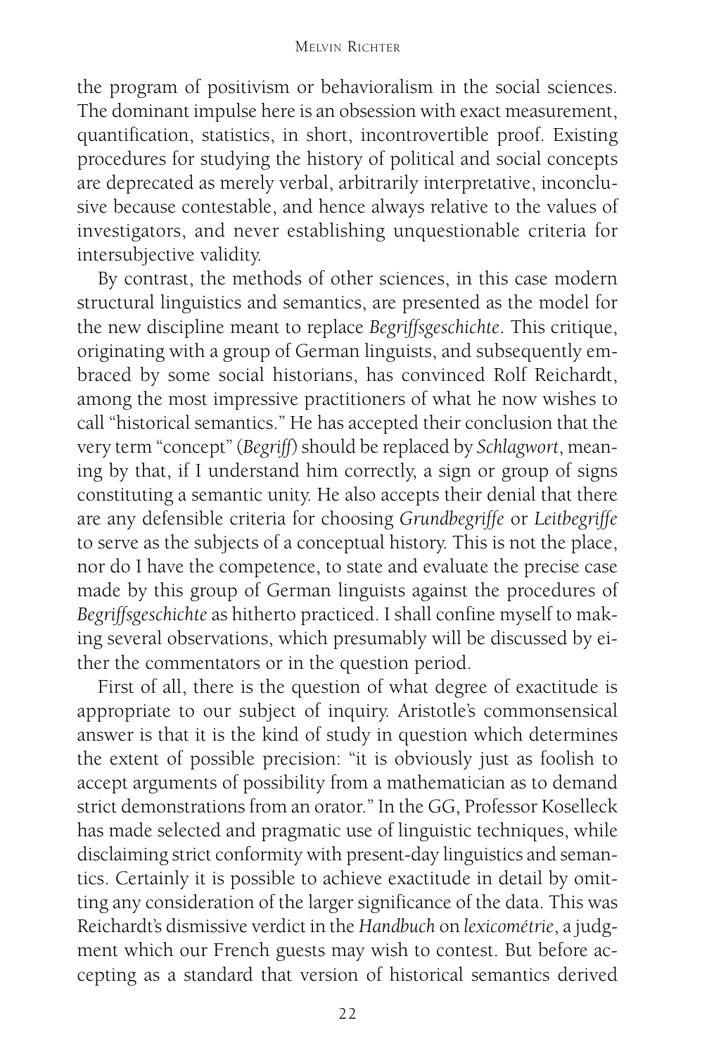the program of positivism or behavioralism in the social sciences. The dominant impulse here is an obsession with exact measurement, quantification, statistics, in short, incontrovertible proof. Existing procedures for studying the history of political and social concepts are deprecated as merely verbal, arbitrarily interpretative, inconclusive because contestable, and hence always relative to the values of investigators, and never establishing unquestionable criteria for intersubjective validity.

By contrast, the methods of other sciences, in this case modern structural linguistics and semantics, are presented as the model for the new discipline meant to replace *Begriffsgeschichte*. This critique, originating with a group of German linguists, and subsequently embraced by some social historians, has convinced Rolf Reichardt, among the most impressive practitioners of what he now wishes to call "historical semantics." He has accepted their conclusion that the very term "concept" (*Begriff*) should be replaced by *Schlagwort*, meaning by that, if I understand him correctly, a sign or group of signs constituting a semantic unity. He also accepts their denial that there are any defensible criteria for choosing *Grundbegriffe* or *Leitbegriffe* to serve as the subjects of a conceptual history. This is not the place, nor do I have the competence, to state and evaluate the precise case made by this group of German linguists against the procedures of *Begriffsgeschichte* as hitherto practiced. I shall confine myself to making several observations, which presumably will be discussed by either the commentators or in the question period.

First of all, there is the question of what degree of exactitude is appropriate to our subject of inquiry. Aristotle's commonsensical answer is that it is the kind of study in question which determines the extent of possible precision: "it is obviously just as foolish to accept arguments of possibility from a mathematician as to demand strict demonstrations from an orator." In the GG, Professor Koselleck has made selected and pragmatic use of linguistic techniques, while disclaiming strict conformity with present-day linguistics and semantics. Certainly it is possible to achieve exactitude in detail by omitting any consideration of the larger significance of the data. This was Reichardt's dismissive verdict in the *Handbuch* on *lexicométrie*, a judgment which our French guests may wish to contest. But before accepting as a standard that version of historical semantics derived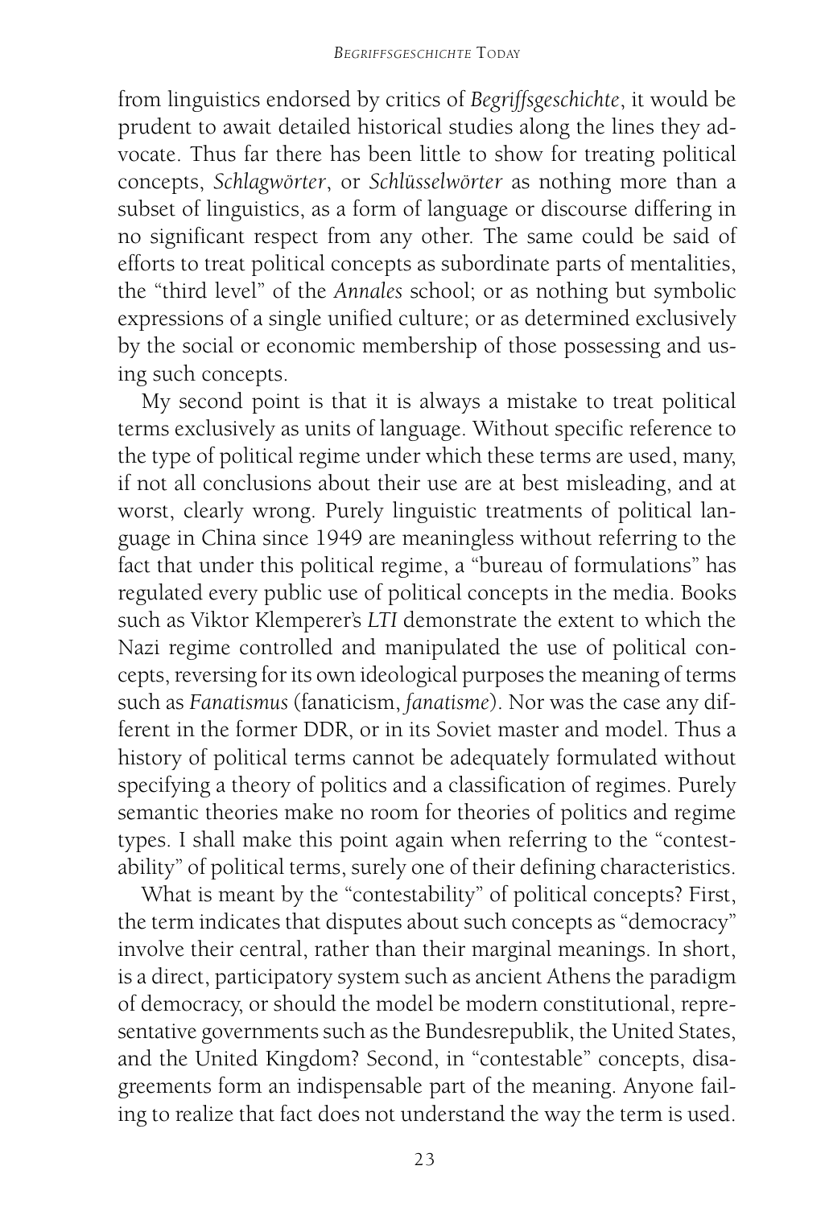from linguistics endorsed by critics of *Begriffsgeschichte*, it would be prudent to await detailed historical studies along the lines they advocate. Thus far there has been little to show for treating political concepts, *Schlagwörter*, or *Schlüsselwörter* as nothing more than a subset of linguistics, as a form of language or discourse differing in no significant respect from any other. The same could be said of efforts to treat political concepts as subordinate parts of mentalities, the "third level" of the *Annales* school; or as nothing but symbolic expressions of a single unified culture; or as determined exclusively by the social or economic membership of those possessing and using such concepts.

My second point is that it is always a mistake to treat political terms exclusively as units of language. Without specific reference to the type of political regime under which these terms are used, many, if not all conclusions about their use are at best misleading, and at worst, clearly wrong. Purely linguistic treatments of political language in China since 1949 are meaningless without referring to the fact that under this political regime, a "bureau of formulations" has regulated every public use of political concepts in the media. Books such as Viktor Klemperer's *LTI* demonstrate the extent to which the Nazi regime controlled and manipulated the use of political concepts, reversing for its own ideological purposes the meaning of terms such as *Fanatismus* (fanaticism, *fanatisme*). Nor was the case any different in the former DDR, or in its Soviet master and model. Thus a history of political terms cannot be adequately formulated without specifying a theory of politics and a classification of regimes. Purely semantic theories make no room for theories of politics and regime types. I shall make this point again when referring to the "contestability" of political terms, surely one of their defining characteristics.

What is meant by the "contestability" of political concepts? First, the term indicates that disputes about such concepts as "democracy" involve their central, rather than their marginal meanings. In short, is a direct, participatory system such as ancient Athens the paradigm of democracy, or should the model be modern constitutional, representative governments such as the Bundesrepublik, the United States, and the United Kingdom? Second, in "contestable" concepts, disagreements form an indispensable part of the meaning. Anyone failing to realize that fact does not understand the way the term is used.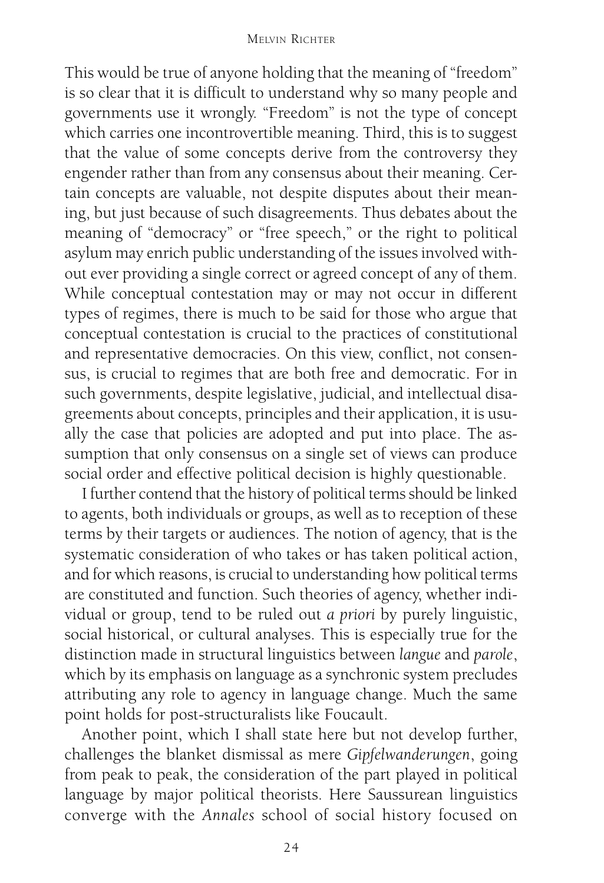This would be true of anyone holding that the meaning of "freedom" is so clear that it is difficult to understand why so many people and governments use it wrongly. "Freedom" is not the type of concept which carries one incontrovertible meaning. Third, this is to suggest that the value of some concepts derive from the controversy they engender rather than from any consensus about their meaning. Certain concepts are valuable, not despite disputes about their meaning, but just because of such disagreements. Thus debates about the meaning of "democracy" or "free speech," or the right to political asylum may enrich public understanding of the issues involved without ever providing a single correct or agreed concept of any of them. While conceptual contestation may or may not occur in different types of regimes, there is much to be said for those who argue that conceptual contestation is crucial to the practices of constitutional and representative democracies. On this view, conflict, not consensus, is crucial to regimes that are both free and democratic. For in such governments, despite legislative, judicial, and intellectual disagreements about concepts, principles and their application, it is usually the case that policies are adopted and put into place. The assumption that only consensus on a single set of views can produce social order and effective political decision is highly questionable.

I further contend that the history of political terms should be linked to agents, both individuals or groups, as well as to reception of these terms by their targets or audiences. The notion of agency, that is the systematic consideration of who takes or has taken political action, and for which reasons, is crucial to understanding how political terms are constituted and function. Such theories of agency, whether individual or group, tend to be ruled out *a priori* by purely linguistic, social historical, or cultural analyses. This is especially true for the distinction made in structural linguistics between *langue* and *parole*, which by its emphasis on language as a synchronic system precludes attributing any role to agency in language change. Much the same point holds for post-structuralists like Foucault.

Another point, which I shall state here but not develop further, challenges the blanket dismissal as mere *Gipfelwanderungen*, going from peak to peak, the consideration of the part played in political language by major political theorists. Here Saussurean linguistics converge with the *Annales* school of social history focused on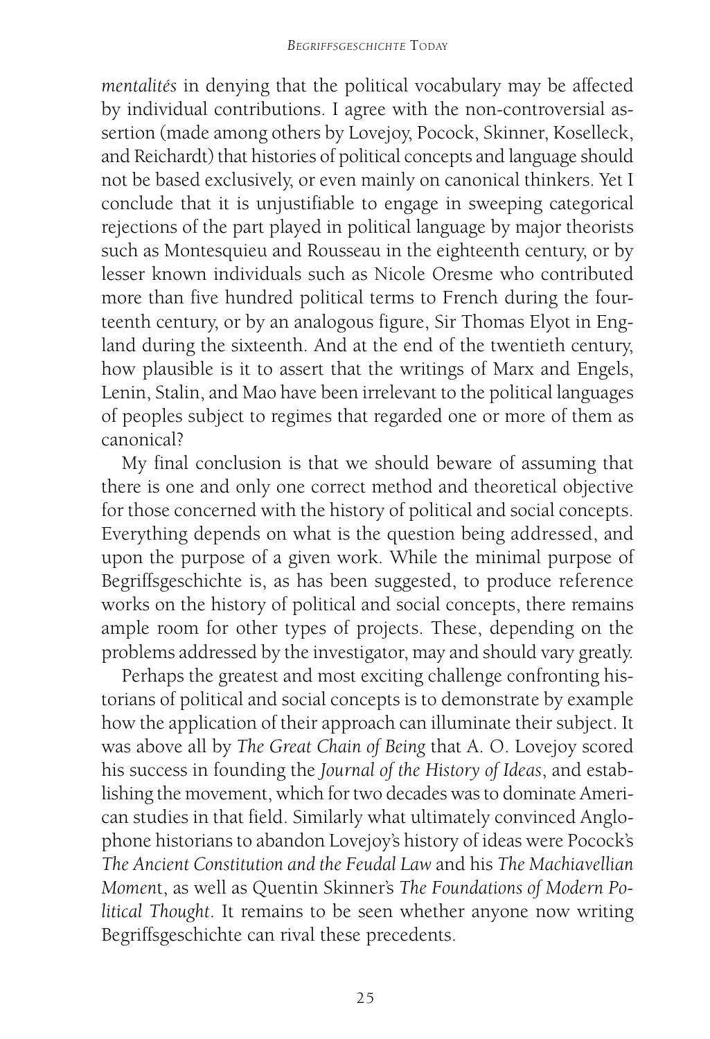*mentalités* in denying that the political vocabulary may be affected by individual contributions. I agree with the non-controversial assertion (made among others by Lovejoy, Pocock, Skinner, Koselleck, and Reichardt) that histories of political concepts and language should not be based exclusively, or even mainly on canonical thinkers. Yet I conclude that it is unjustifiable to engage in sweeping categorical rejections of the part played in political language by major theorists such as Montesquieu and Rousseau in the eighteenth century, or by lesser known individuals such as Nicole Oresme who contributed more than five hundred political terms to French during the fourteenth century, or by an analogous figure, Sir Thomas Elyot in England during the sixteenth. And at the end of the twentieth century, how plausible is it to assert that the writings of Marx and Engels, Lenin, Stalin, and Mao have been irrelevant to the political languages of peoples subject to regimes that regarded one or more of them as canonical?

My final conclusion is that we should beware of assuming that there is one and only one correct method and theoretical objective for those concerned with the history of political and social concepts. Everything depends on what is the question being addressed, and upon the purpose of a given work. While the minimal purpose of Begriffsgeschichte is, as has been suggested, to produce reference works on the history of political and social concepts, there remains ample room for other types of projects. These, depending on the problems addressed by the investigator, may and should vary greatly.

Perhaps the greatest and most exciting challenge confronting historians of political and social concepts is to demonstrate by example how the application of their approach can illuminate their subject. It was above all by *The Great Chain of Being* that A. O. Lovejoy scored his success in founding the *Journal of the History of Ideas*, and establishing the movement, which for two decades was to dominate American studies in that field. Similarly what ultimately convinced Anglophone historians to abandon Lovejoy's history of ideas were Pocock's *The Ancient Constitution and the Feudal Law* and his *The Machiavellian Moment*, as well as Quentin Skinner's *The Foundations of Modern Political Thought*. It remains to be seen whether anyone now writing Begriffsgeschichte can rival these precedents.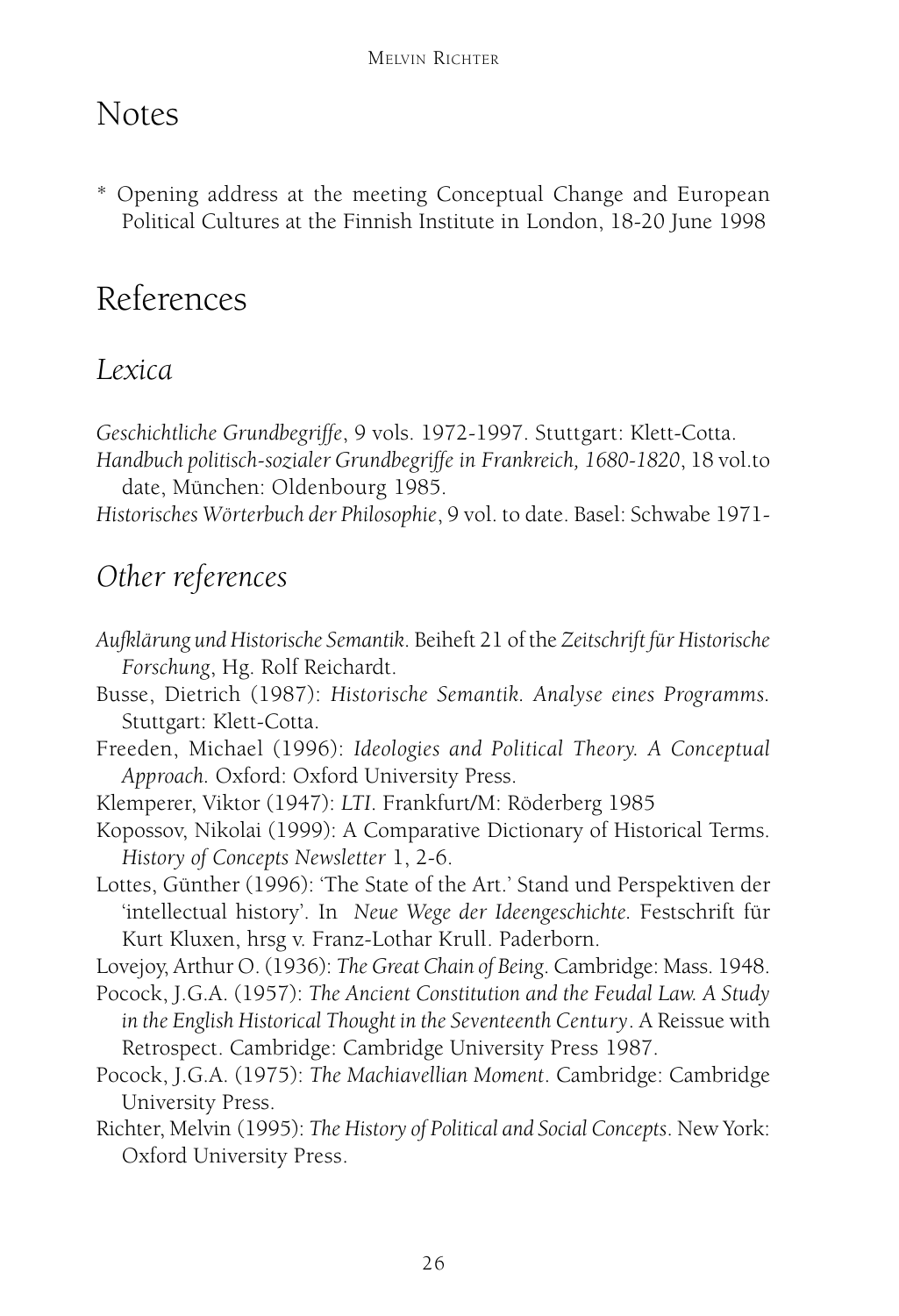# Notes

\* Opening address at the meeting Conceptual Change and European Political Cultures at the Finnish Institute in London, 18-20 June 1998

# References

## *Lexica*

*Geschichtliche Grundbegriffe*, 9 vols. 1972-1997. Stuttgart: Klett-Cotta.

*Handbuch politisch-sozialer Grundbegriffe in Frankreich, 1680-1820*, 18 vol.to date, München: Oldenbourg 1985.

*Historisches Wörterbuch der Philosophie*, 9 vol. to date. Basel: Schwabe 1971-

## *Other references*

*Aufklärung und Historische Semantik*. Beiheft 21 of the *Zeitschrift für Historische Forschung*, Hg. Rolf Reichardt.

Busse, Dietrich (1987): *Historische Semantik. Analyse eines Programms.* Stuttgart: Klett-Cotta.

Freeden, Michael (1996): *Ideologies and Political Theory. A Conceptual Approach.* Oxford: Oxford University Press.

Klemperer, Viktor (1947): *LTI.* Frankfurt/M: Röderberg 1985

Kopossov, Nikolai (1999): A Comparative Dictionary of Historical Terms. *History of Concepts Newsletter* 1, 2-6.

Lottes, Günther (1996): 'The State of the Art.' Stand und Perspektiven der 'intellectual history'. In *Neue Wege der Ideengeschichte.* Festschrift für Kurt Kluxen, hrsg v. Franz-Lothar Krull. Paderborn.

Lovejoy, Arthur O. (1936): *The Great Chain of Being*. Cambridge: Mass. 1948.

Pocock, J.G.A. (1957): *The Ancient Constitution and the Feudal Law. A Study in the English Historical Thought in the Seventeenth Century*. A Reissue with Retrospect. Cambridge: Cambridge University Press 1987.

Pocock, J.G.A. (1975): *The Machiavellian Moment*. Cambridge: Cambridge University Press.

Richter, Melvin (1995): *The History of Political and Social Concepts*. New York: Oxford University Press.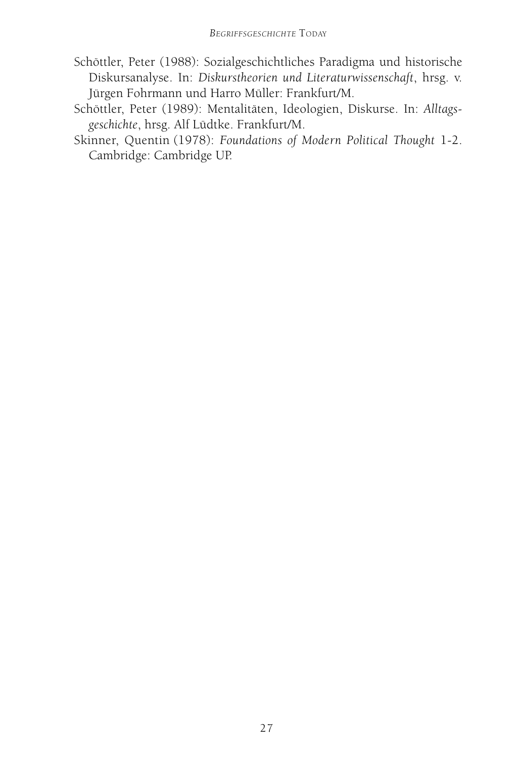Schöttler, Peter (1988): Sozialgeschichtliches Paradigma und historische Diskursanalyse. In: *Diskurstheorien und Literaturwissenschaft*, hrsg. v. Jürgen Fohrmann und Harro Müller: Frankfurt/M.

Schöttler, Peter (1989): Mentalitäten, Ideologien, Diskurse. In: *Alltagsgeschichte*, hrsg. Alf Lüdtke. Frankfurt/M.

Skinner, Quentin (1978): *Foundations of Modern Political Thought* 1-2. Cambridge: Cambridge UP.